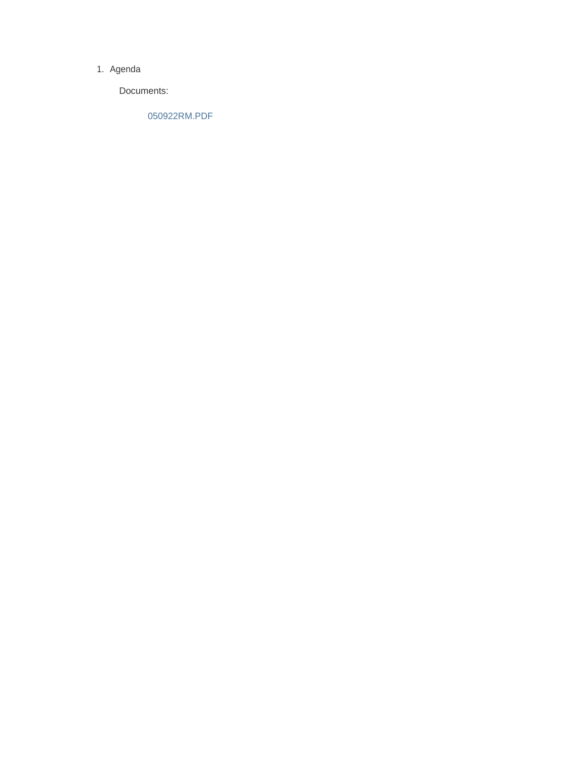1. Agenda

   Documents:

   050922RM.PDF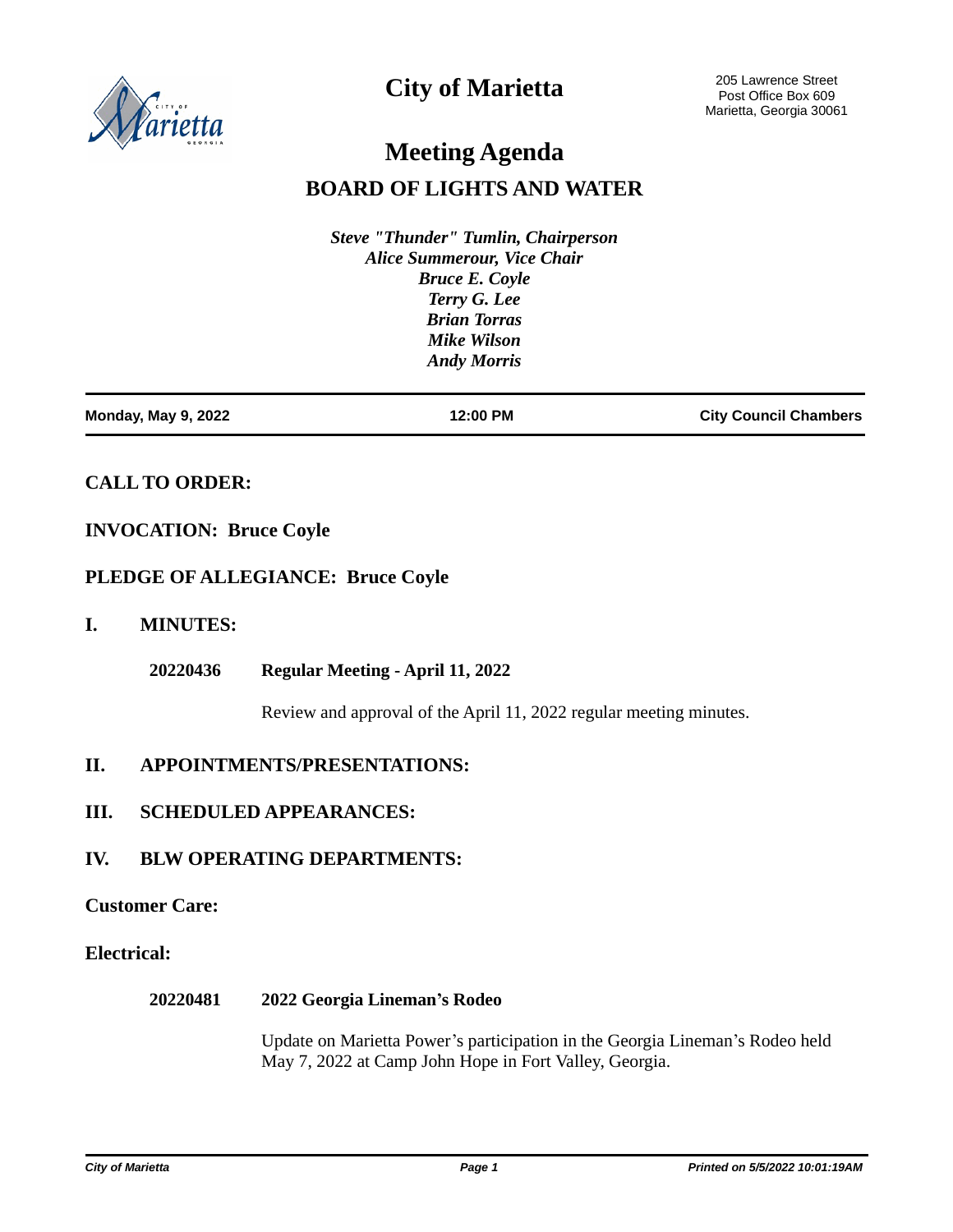City of Marietta

205 Lawrence Street
Post Office Box 609
Marietta, Georgia 30061

# Meeting Agenda

## BOARD OF LIGHTS AND WATER

*Steve "Thunder" Tumlin, Chairperson*
*Alice Summerour, Vice Chair*
*Bruce E. Coyle*
*Terry G. Lee*
*Brian Torras*
*Mike Wilson*
*Andy Morris*

| Monday, May 9, 2022 | 12:00 PM | City Council Chambers |
|---|---|---|

### CALL TO ORDER:

### INVOCATION: Bruce Coyle

### PLEDGE OF ALLEGIANCE: Bruce Coyle

### I. MINUTES:

**20220436 Regular Meeting - April 11, 2022**

Review and approval of the April 11, 2022 regular meeting minutes.

### II. APPOINTMENTS/PRESENTATIONS:

### III. SCHEDULED APPEARANCES:

### IV. BLW OPERATING DEPARTMENTS:

### Customer Care:

### Electrical:

**20220481 2022 Georgia Lineman's Rodeo**

Update on Marietta Power's participation in the Georgia Lineman's Rodeo held May 7, 2022 at Camp John Hope in Fort Valley, Georgia.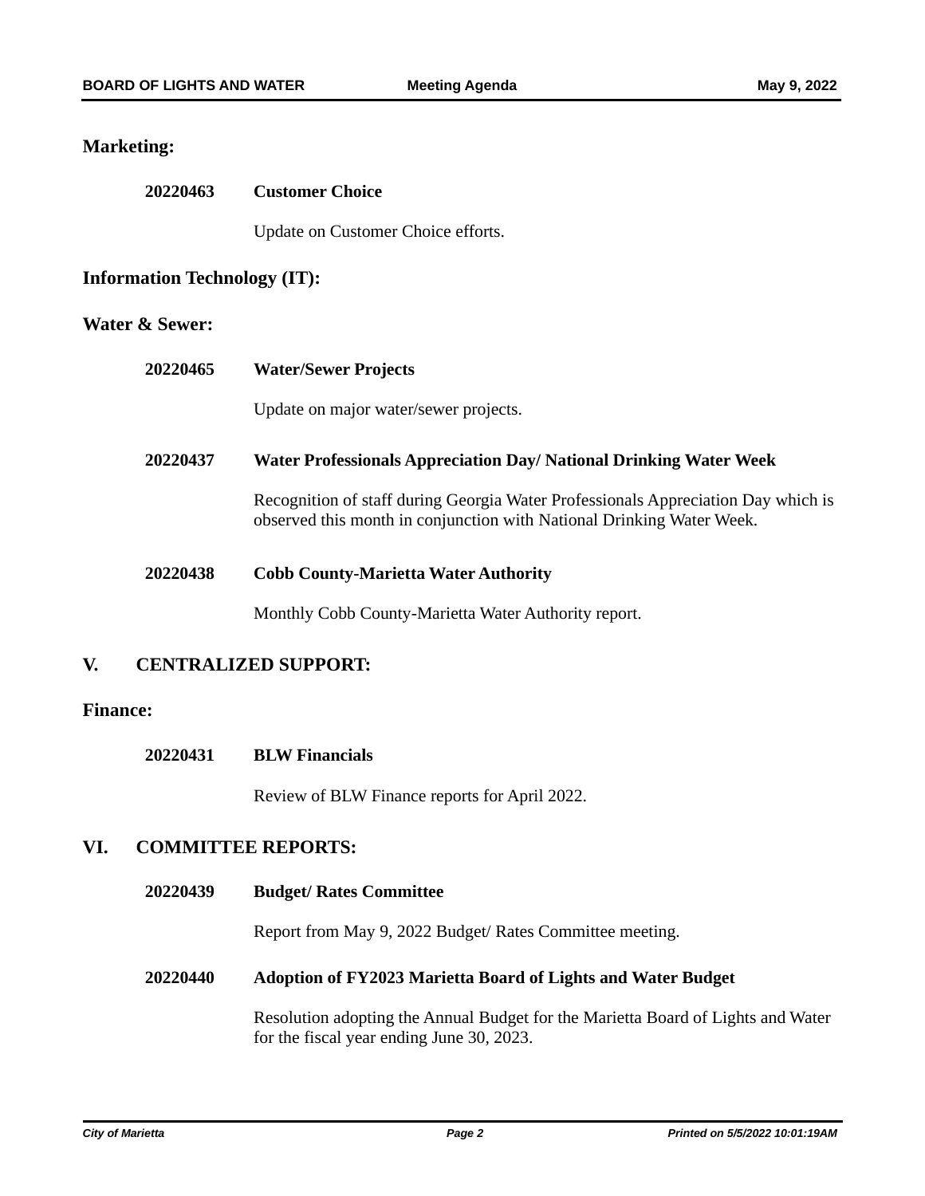### Marketing:

**20220463** **Customer Choice**

Update on Customer Choice efforts.

### Information Technology (IT):

### Water & Sewer:

**20220465** **Water/Sewer Projects**

Update on major water/sewer projects.

**20220437** **Water Professionals Appreciation Day/ National Drinking Water Week**

Recognition of staff during Georgia Water Professionals Appreciation Day which is observed this month in conjunction with National Drinking Water Week.

**20220438** **Cobb County-Marietta Water Authority**

Monthly Cobb County-Marietta Water Authority report.

## V. CENTRALIZED SUPPORT:

### Finance:

**20220431** **BLW Financials**

Review of BLW Finance reports for April 2022.

## VI. COMMITTEE REPORTS:

**20220439** **Budget/ Rates Committee**

Report from May 9, 2022 Budget/ Rates Committee meeting.

**20220440** **Adoption of FY2023 Marietta Board of Lights and Water Budget**

Resolution adopting the Annual Budget for the Marietta Board of Lights and Water for the fiscal year ending June 30, 2023.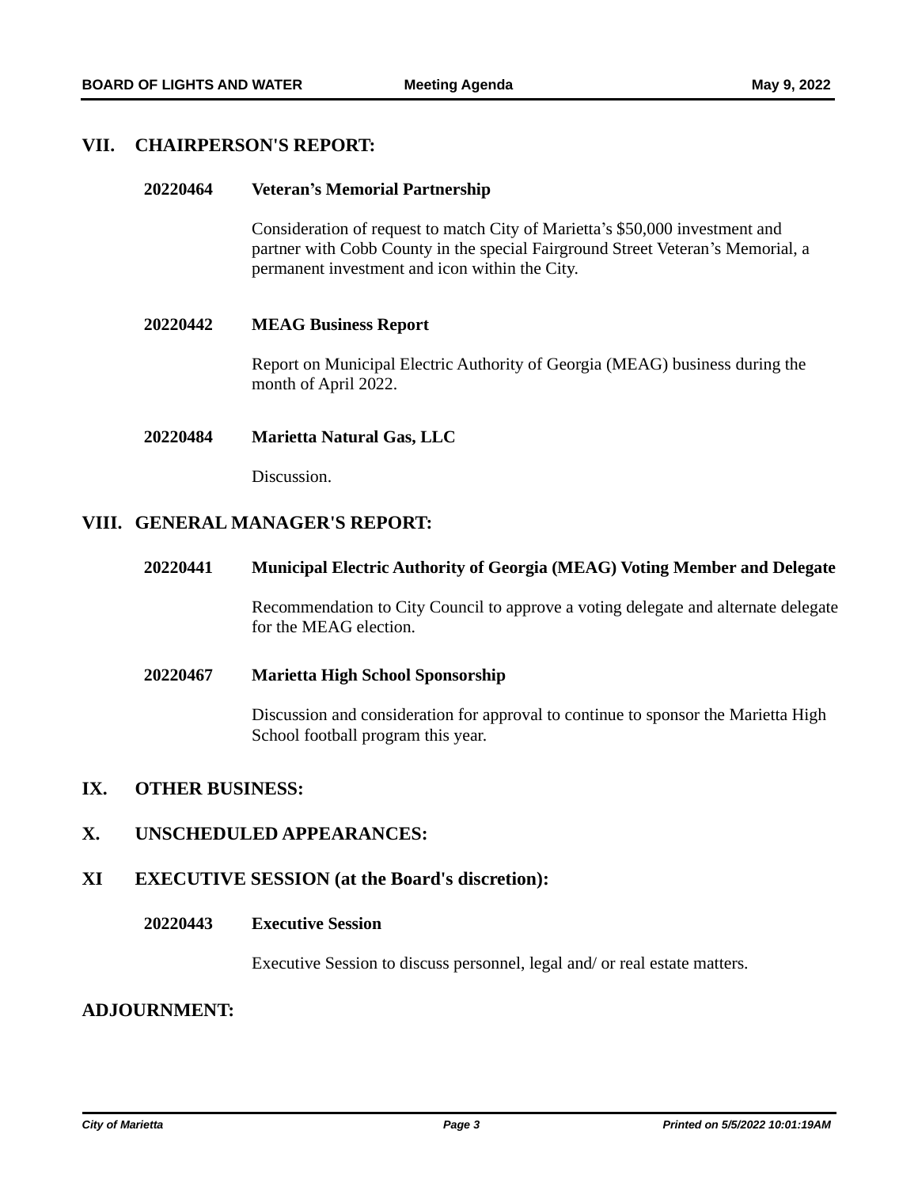## VII. CHAIRPERSON'S REPORT:

**20220464 Veteran's Memorial Partnership**

Consideration of request to match City of Marietta's $50,000 investment and partner with Cobb County in the special Fairground Street Veteran's Memorial, a permanent investment and icon within the City.

**20220442 MEAG Business Report**

Report on Municipal Electric Authority of Georgia (MEAG) business during the month of April 2022.

**20220484 Marietta Natural Gas, LLC**

Discussion.

## VIII. GENERAL MANAGER'S REPORT:

**20220441 Municipal Electric Authority of Georgia (MEAG) Voting Member and Delegate**

Recommendation to City Council to approve a voting delegate and alternate delegate for the MEAG election.

**20220467 Marietta High School Sponsorship**

Discussion and consideration for approval to continue to sponsor the Marietta High School football program this year.

## IX. OTHER BUSINESS:

## X. UNSCHEDULED APPEARANCES:

## XI EXECUTIVE SESSION (at the Board's discretion):

**20220443 Executive Session**

Executive Session to discuss personnel, legal and/ or real estate matters.

## ADJOURNMENT: